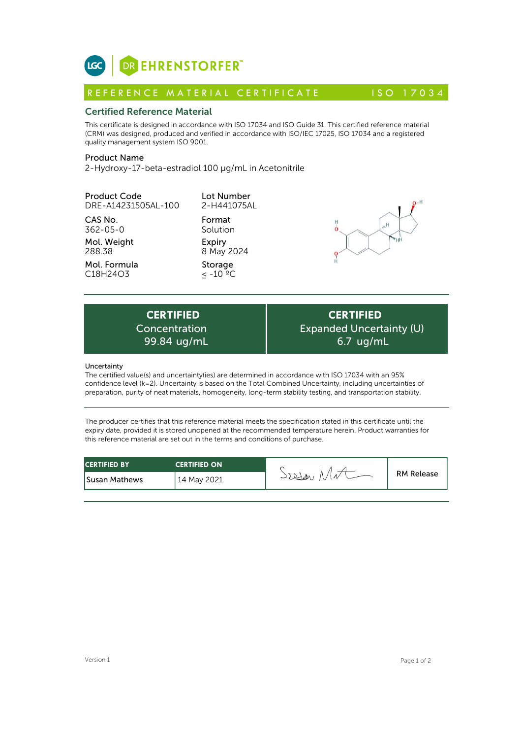LGC | DR EHRENSTORFER™

# REFERENCE MATERIAL CERTIFICATE — ISO 17034

## Certified Reference Material

This certificate is designed in accordance with ISO 17034 and ISO Guide 31. This certified reference material (CRM) was designed, produced and verified in accordance with ISO/IEC 17025, ISO 17034 and a registered quality management system ISO 9001.

**Product Name**
2-Hydroxy-17-beta-estradiol 100 µg/mL in Acetonitrile

| | |
|---|---|
| **Product Code**<br>DRE-A14231505AL-100 | **Lot Number**<br>2-H441075AL |
| **CAS No.**<br>362-05-0 | **Format**<br>Solution |
| **Mol. Weight**<br>288.38 | **Expiry**<br>8 May 2024 |
| **Mol. Formula**<br>$C_{18}H_{24}O_3$ | **Storage**<br>≤ -10 ºC |

| CERTIFIED Concentration | CERTIFIED Expanded Uncertainty (U) |
|---|---|
| 99.84 ug/mL | 6.7 ug/mL |

**Uncertainty**
The certified value(s) and uncertainty(ies) are determined in accordance with ISO 17034 with an 95% confidence level (k=2). Uncertainty is based on the Total Combined Uncertainty, including uncertainties of preparation, purity of neat materials, homogeneity, long-term stability testing, and transportation stability.

The producer certifies that this reference material meets the specification stated in this certificate until the expiry date, provided it is stored unopened at the recommended temperature herein. Product warranties for this reference material are set out in the terms and conditions of purchase.

| CERTIFIED BY | CERTIFIED ON | | |
|---|---|---|---|
| Susan Mathews | 14 May 2021 | Susan Mat | RM Release |

Version 1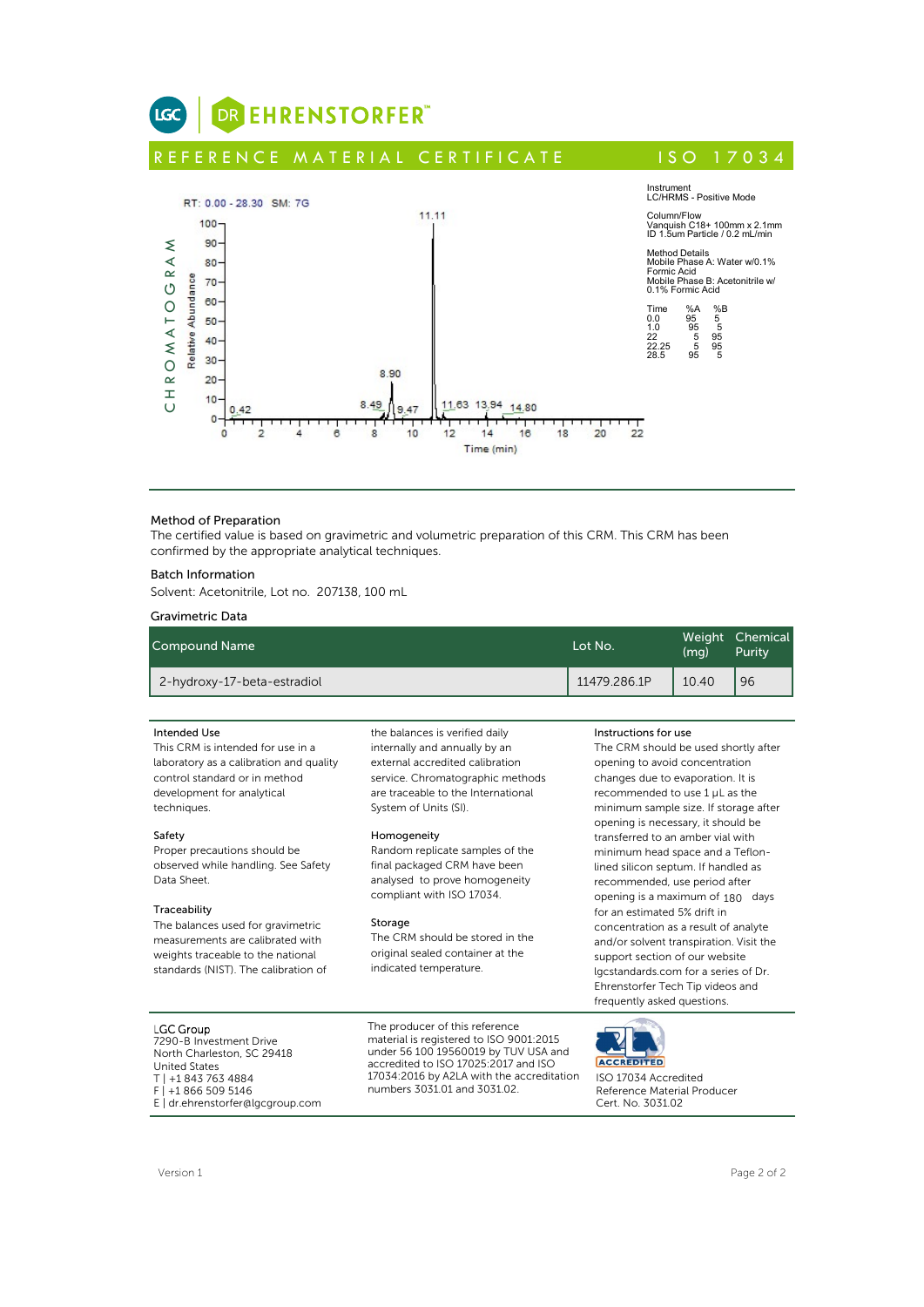# REFERENCE MATERIAL CERTIFICATE ISO 17034

CHROMATOGRAM

RT: 0.00 - 28.30 SM: 7G

Relative Abundance

100
90
80
70
60
50
40
30
20
10
0

11.11
8.90
8.49
9.47
0.42
11.63
13.94
14.80

0 2 4 6 8 10 12 14 16 18 20 22

Time (min)

Instrument
LC/HRMS - Positive Mode

Column/Flow
Vanquish C18+ 100mm x 2.1mm ID 1.5um Particle / 0.2 mL/min

Method Details
Mobile Phase A: Water w/0.1% Formic Acid
Mobile Phase B: Acetonitrile w/ 0.1% Formic Acid

| Time | %A | %B |
|---|---|---|
| 0.0 | 95 | 5 |
| 1.0 | 95 | 5 |
| 22 | 5 | 95 |
| 22.25 | 5 | 95 |
| 28.5 | 95 | 5 |

## Method of Preparation

The certified value is based on gravimetric and volumetric preparation of this CRM. This CRM has been confirmed by the appropriate analytical techniques.

## Batch Information

Solvent: Acetonitrile, Lot no. 207138, 100 mL

## Gravimetric Data

| Compound Name | Lot No. | Weight (mg) | Chemical Purity |
|---|---|---|---|
| 2-hydroxy-17-beta-estradiol | 11479.286.1P | 10.40 | 96 |

### Intended Use

This CRM is intended for use in a laboratory as a calibration and quality control standard or in method development for analytical techniques.

### Safety

Proper precautions should be observed while handling. See Safety Data Sheet.

### Traceability

The balances used for gravimetric measurements are calibrated with weights traceable to the national standards (NIST). The calibration of the balances is verified daily internally and annually by an external accredited calibration service. Chromatographic methods are traceable to the International System of Units (SI).

### Homogeneity

Random replicate samples of the final packaged CRM have been analysed to prove homogeneity compliant with ISO 17034.

### Storage

The CRM should be stored in the original sealed container at the indicated temperature.

### Instructions for use

The CRM should be used shortly after opening to avoid concentration changes due to evaporation. It is recommended to use 1 µL as the minimum sample size. If storage after opening is necessary, it should be transferred to an amber vial with minimum head space and a Teflon-lined silicon septum. If handled as recommended, use period after opening is a maximum of 180 days for an estimated 5% drift in concentration as a result of analyte and/or solvent transpiration. Visit the support section of our website lgcstandards.com for a series of Dr. Ehrenstorfer Tech Tip videos and frequently asked questions.

LGC Group
7290-B Investment Drive
North Charleston, SC 29418
United States
T | +1 843 763 4884
F | +1 866 509 5146
E | dr.ehrenstorfer@lgcgroup.com

The producer of this reference material is registered to ISO 9001:2015 under 56 100 19560019 by TUV USA and accredited to ISO 17025:2017 and ISO 17034:2016 by A2LA with the accreditation numbers 3031.01 and 3031.02.

ACCREDITED

ISO 17034 Accredited Reference Material Producer
Cert. No. 3031.02

Version 1